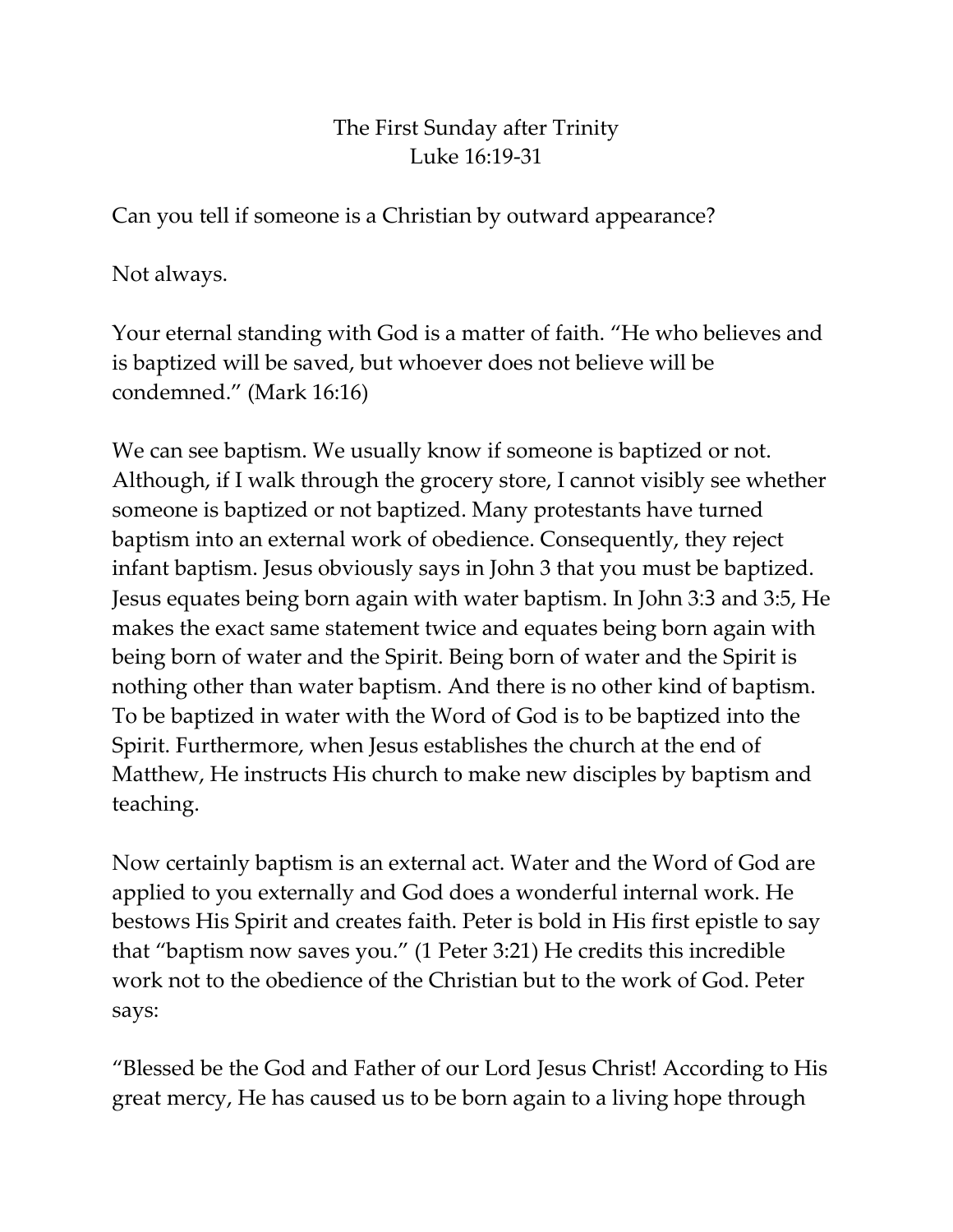# The First Sunday after Trinity
## Luke 16:19-31

Can you tell if someone is a Christian by outward appearance?

Not always.

Your eternal standing with God is a matter of faith. "He who believes and is baptized will be saved, but whoever does not believe will be condemned." (Mark 16:16)

We can see baptism. We usually know if someone is baptized or not. Although, if I walk through the grocery store, I cannot visibly see whether someone is baptized or not baptized. Many protestants have turned baptism into an external work of obedience. Consequently, they reject infant baptism. Jesus obviously says in John 3 that you must be baptized. Jesus equates being born again with water baptism. In John 3:3 and 3:5, He makes the exact same statement twice and equates being born again with being born of water and the Spirit. Being born of water and the Spirit is nothing other than water baptism. And there is no other kind of baptism. To be baptized in water with the Word of God is to be baptized into the Spirit. Furthermore, when Jesus establishes the church at the end of Matthew, He instructs His church to make new disciples by baptism and teaching.

Now certainly baptism is an external act. Water and the Word of God are applied to you externally and God does a wonderful internal work. He bestows His Spirit and creates faith. Peter is bold in His first epistle to say that "baptism now saves you." (1 Peter 3:21) He credits this incredible work not to the obedience of the Christian but to the work of God. Peter says:

"Blessed be the God and Father of our Lord Jesus Christ! According to His great mercy, He has caused us to be born again to a living hope through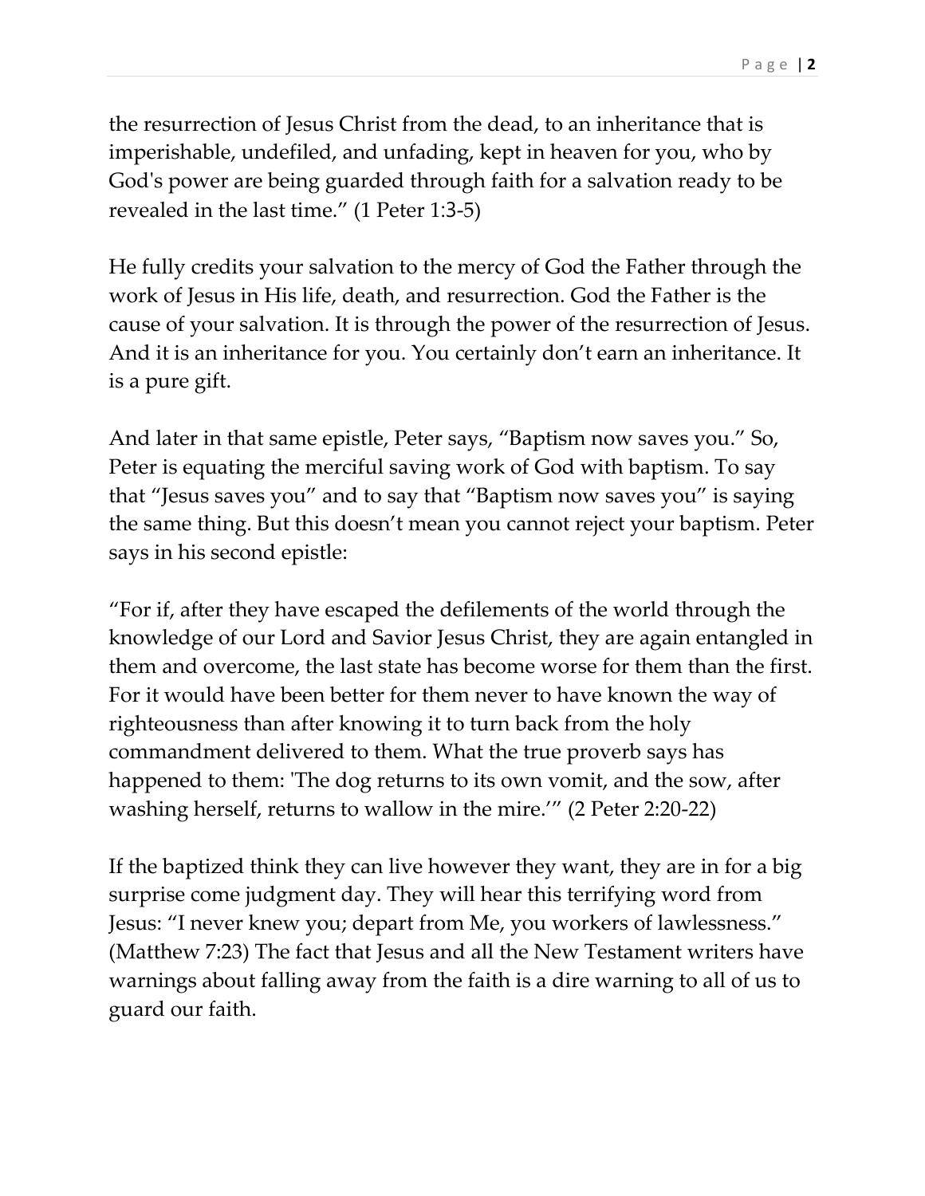the resurrection of Jesus Christ from the dead, to an inheritance that is imperishable, undefiled, and unfading, kept in heaven for you, who by God's power are being guarded through faith for a salvation ready to be revealed in the last time." (1 Peter 1:3-5)

He fully credits your salvation to the mercy of God the Father through the work of Jesus in His life, death, and resurrection. God the Father is the cause of your salvation. It is through the power of the resurrection of Jesus. And it is an inheritance for you. You certainly don't earn an inheritance. It is a pure gift.

And later in that same epistle, Peter says, "Baptism now saves you." So, Peter is equating the merciful saving work of God with baptism. To say that "Jesus saves you" and to say that "Baptism now saves you" is saying the same thing. But this doesn't mean you cannot reject your baptism. Peter says in his second epistle:

"For if, after they have escaped the defilements of the world through the knowledge of our Lord and Savior Jesus Christ, they are again entangled in them and overcome, the last state has become worse for them than the first. For it would have been better for them never to have known the way of righteousness than after knowing it to turn back from the holy commandment delivered to them. What the true proverb says has happened to them: 'The dog returns to its own vomit, and the sow, after washing herself, returns to wallow in the mire.'" (2 Peter 2:20-22)

If the baptized think they can live however they want, they are in for a big surprise come judgment day. They will hear this terrifying word from Jesus: "I never knew you; depart from Me, you workers of lawlessness." (Matthew 7:23) The fact that Jesus and all the New Testament writers have warnings about falling away from the faith is a dire warning to all of us to guard our faith.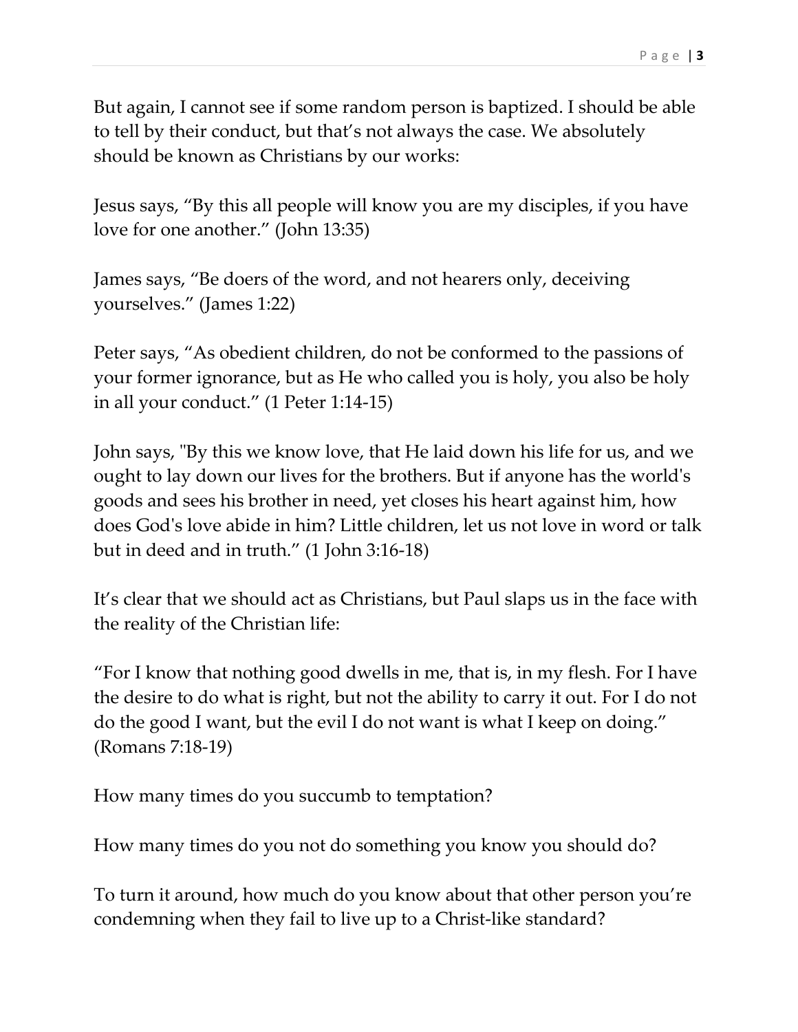But again, I cannot see if some random person is baptized. I should be able to tell by their conduct, but that's not always the case. We absolutely should be known as Christians by our works:

Jesus says, "By this all people will know you are my disciples, if you have love for one another." (John 13:35)

James says, "Be doers of the word, and not hearers only, deceiving yourselves." (James 1:22)

Peter says, "As obedient children, do not be conformed to the passions of your former ignorance, but as He who called you is holy, you also be holy in all your conduct." (1 Peter 1:14-15)

John says, "By this we know love, that He laid down his life for us, and we ought to lay down our lives for the brothers. But if anyone has the world's goods and sees his brother in need, yet closes his heart against him, how does God's love abide in him? Little children, let us not love in word or talk but in deed and in truth." (1 John 3:16-18)

It's clear that we should act as Christians, but Paul slaps us in the face with the reality of the Christian life:

"For I know that nothing good dwells in me, that is, in my flesh. For I have the desire to do what is right, but not the ability to carry it out. For I do not do the good I want, but the evil I do not want is what I keep on doing." (Romans 7:18-19)

How many times do you succumb to temptation?

How many times do you not do something you know you should do?

To turn it around, how much do you know about that other person you're condemning when they fail to live up to a Christ-like standard?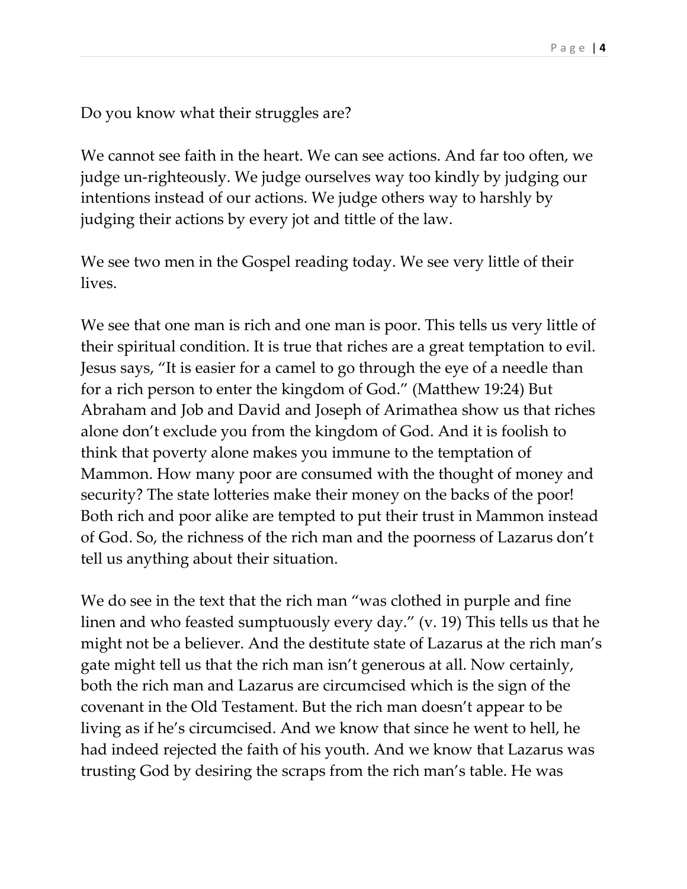Do you know what their struggles are?

We cannot see faith in the heart. We can see actions. And far too often, we judge un-righteously. We judge ourselves way too kindly by judging our intentions instead of our actions. We judge others way to harshly by judging their actions by every jot and tittle of the law.

We see two men in the Gospel reading today. We see very little of their lives.

We see that one man is rich and one man is poor. This tells us very little of their spiritual condition. It is true that riches are a great temptation to evil. Jesus says, "It is easier for a camel to go through the eye of a needle than for a rich person to enter the kingdom of God." (Matthew 19:24) But Abraham and Job and David and Joseph of Arimathea show us that riches alone don't exclude you from the kingdom of God. And it is foolish to think that poverty alone makes you immune to the temptation of Mammon. How many poor are consumed with the thought of money and security? The state lotteries make their money on the backs of the poor! Both rich and poor alike are tempted to put their trust in Mammon instead of God. So, the richness of the rich man and the poorness of Lazarus don't tell us anything about their situation.

We do see in the text that the rich man "was clothed in purple and fine linen and who feasted sumptuously every day." (v. 19) This tells us that he might not be a believer. And the destitute state of Lazarus at the rich man's gate might tell us that the rich man isn't generous at all. Now certainly, both the rich man and Lazarus are circumcised which is the sign of the covenant in the Old Testament. But the rich man doesn't appear to be living as if he's circumcised. And we know that since he went to hell, he had indeed rejected the faith of his youth. And we know that Lazarus was trusting God by desiring the scraps from the rich man's table. He was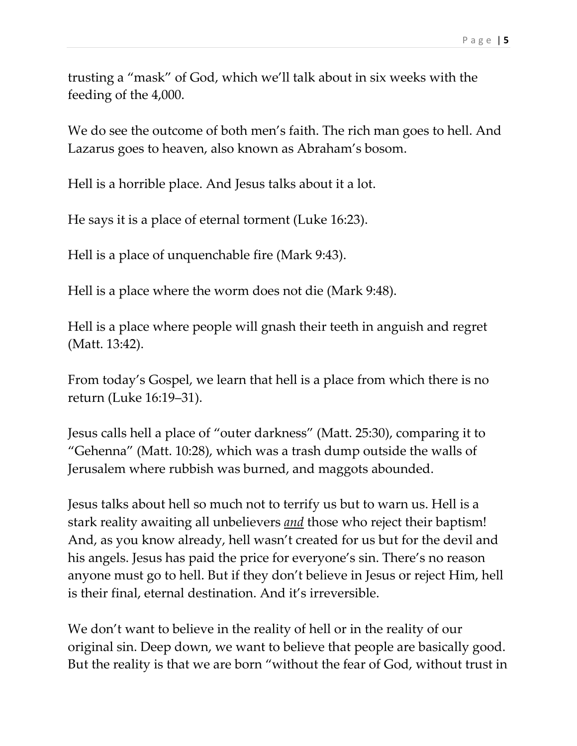trusting a "mask" of God, which we'll talk about in six weeks with the feeding of the 4,000.

We do see the outcome of both men's faith. The rich man goes to hell. And Lazarus goes to heaven, also known as Abraham's bosom.

Hell is a horrible place. And Jesus talks about it a lot.

He says it is a place of eternal torment (Luke 16:23).

Hell is a place of unquenchable fire (Mark 9:43).

Hell is a place where the worm does not die (Mark 9:48).

Hell is a place where people will gnash their teeth in anguish and regret (Matt. 13:42).

From today's Gospel, we learn that hell is a place from which there is no return (Luke 16:19–31).

Jesus calls hell a place of "outer darkness" (Matt. 25:30), comparing it to "Gehenna" (Matt. 10:28), which was a trash dump outside the walls of Jerusalem where rubbish was burned, and maggots abounded.

Jesus talks about hell so much not to terrify us but to warn us. Hell is a stark reality awaiting all unbelievers ***and*** those who reject their baptism! And, as you know already, hell wasn't created for us but for the devil and his angels. Jesus has paid the price for everyone's sin. There's no reason anyone must go to hell. But if they don't believe in Jesus or reject Him, hell is their final, eternal destination. And it's irreversible.

We don't want to believe in the reality of hell or in the reality of our original sin. Deep down, we want to believe that people are basically good. But the reality is that we are born "without the fear of God, without trust in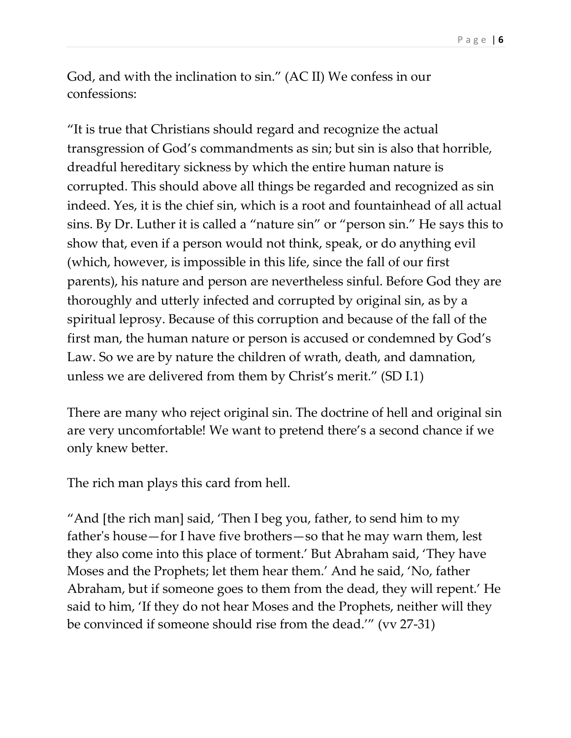God, and with the inclination to sin." (AC II) We confess in our confessions:

"It is true that Christians should regard and recognize the actual transgression of God's commandments as sin; but sin is also that horrible, dreadful hereditary sickness by which the entire human nature is corrupted. This should above all things be regarded and recognized as sin indeed. Yes, it is the chief sin, which is a root and fountainhead of all actual sins. By Dr. Luther it is called a "nature sin" or "person sin." He says this to show that, even if a person would not think, speak, or do anything evil (which, however, is impossible in this life, since the fall of our first parents), his nature and person are nevertheless sinful. Before God they are thoroughly and utterly infected and corrupted by original sin, as by a spiritual leprosy. Because of this corruption and because of the fall of the first man, the human nature or person is accused or condemned by God's Law. So we are by nature the children of wrath, death, and damnation, unless we are delivered from them by Christ's merit." (SD I.1)

There are many who reject original sin. The doctrine of hell and original sin are very uncomfortable! We want to pretend there's a second chance if we only knew better.

The rich man plays this card from hell.

"And [the rich man] said, 'Then I beg you, father, to send him to my father's house—for I have five brothers—so that he may warn them, lest they also come into this place of torment.' But Abraham said, 'They have Moses and the Prophets; let them hear them.' And he said, 'No, father Abraham, but if someone goes to them from the dead, they will repent.' He said to him, 'If they do not hear Moses and the Prophets, neither will they be convinced if someone should rise from the dead.'" (vv 27-31)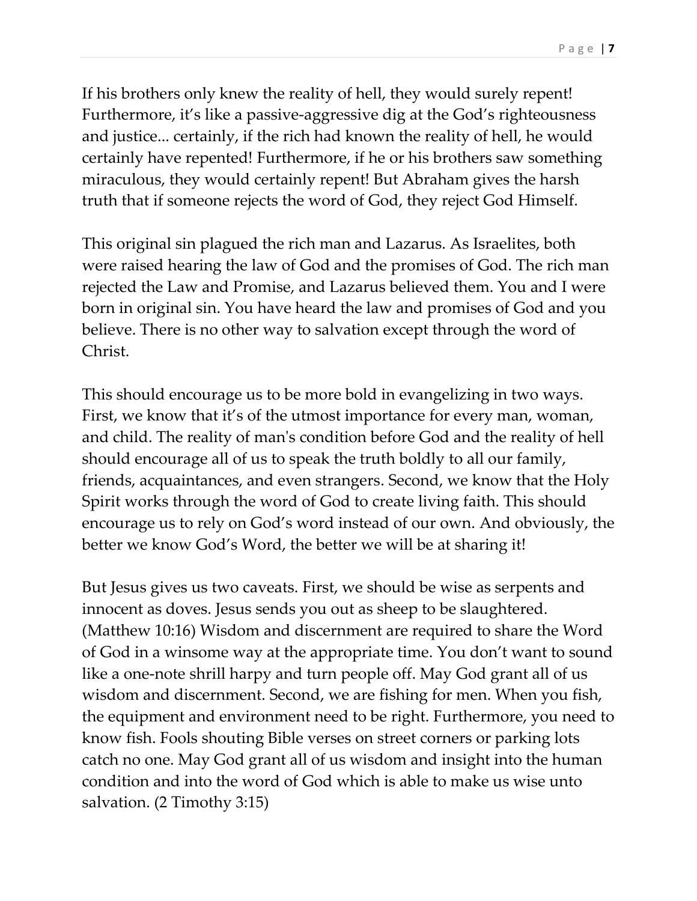If his brothers only knew the reality of hell, they would surely repent! Furthermore, it's like a passive-aggressive dig at the God's righteousness and justice... certainly, if the rich had known the reality of hell, he would certainly have repented! Furthermore, if he or his brothers saw something miraculous, they would certainly repent! But Abraham gives the harsh truth that if someone rejects the word of God, they reject God Himself.

This original sin plagued the rich man and Lazarus. As Israelites, both were raised hearing the law of God and the promises of God. The rich man rejected the Law and Promise, and Lazarus believed them. You and I were born in original sin. You have heard the law and promises of God and you believe. There is no other way to salvation except through the word of Christ.

This should encourage us to be more bold in evangelizing in two ways. First, we know that it's of the utmost importance for every man, woman, and child. The reality of man's condition before God and the reality of hell should encourage all of us to speak the truth boldly to all our family, friends, acquaintances, and even strangers. Second, we know that the Holy Spirit works through the word of God to create living faith. This should encourage us to rely on God's word instead of our own. And obviously, the better we know God's Word, the better we will be at sharing it!

But Jesus gives us two caveats. First, we should be wise as serpents and innocent as doves. Jesus sends you out as sheep to be slaughtered. (Matthew 10:16) Wisdom and discernment are required to share the Word of God in a winsome way at the appropriate time. You don't want to sound like a one-note shrill harpy and turn people off. May God grant all of us wisdom and discernment. Second, we are fishing for men. When you fish, the equipment and environment need to be right. Furthermore, you need to know fish. Fools shouting Bible verses on street corners or parking lots catch no one. May God grant all of us wisdom and insight into the human condition and into the word of God which is able to make us wise unto salvation. (2 Timothy 3:15)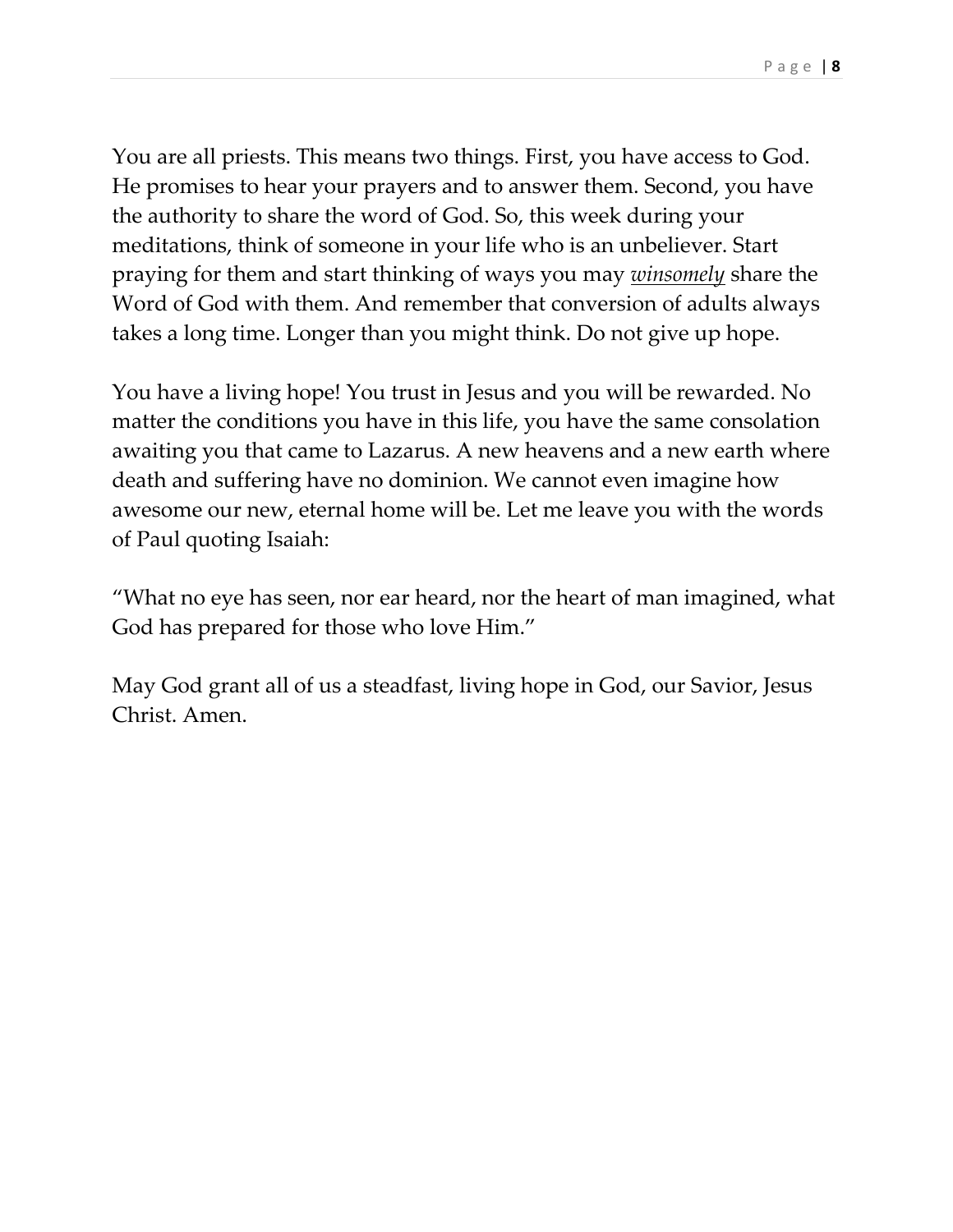You are all priests. This means two things. First, you have access to God. He promises to hear your prayers and to answer them. Second, you have the authority to share the word of God. So, this week during your meditations, think of someone in your life who is an unbeliever. Start praying for them and start thinking of ways you may ***winsomely*** share the Word of God with them. And remember that conversion of adults always takes a long time. Longer than you might think. Do not give up hope.

You have a living hope! You trust in Jesus and you will be rewarded. No matter the conditions you have in this life, you have the same consolation awaiting you that came to Lazarus. A new heavens and a new earth where death and suffering have no dominion. We cannot even imagine how awesome our new, eternal home will be. Let me leave you with the words of Paul quoting Isaiah:

"What no eye has seen, nor ear heard, nor the heart of man imagined, what God has prepared for those who love Him."

May God grant all of us a steadfast, living hope in God, our Savior, Jesus Christ. Amen.